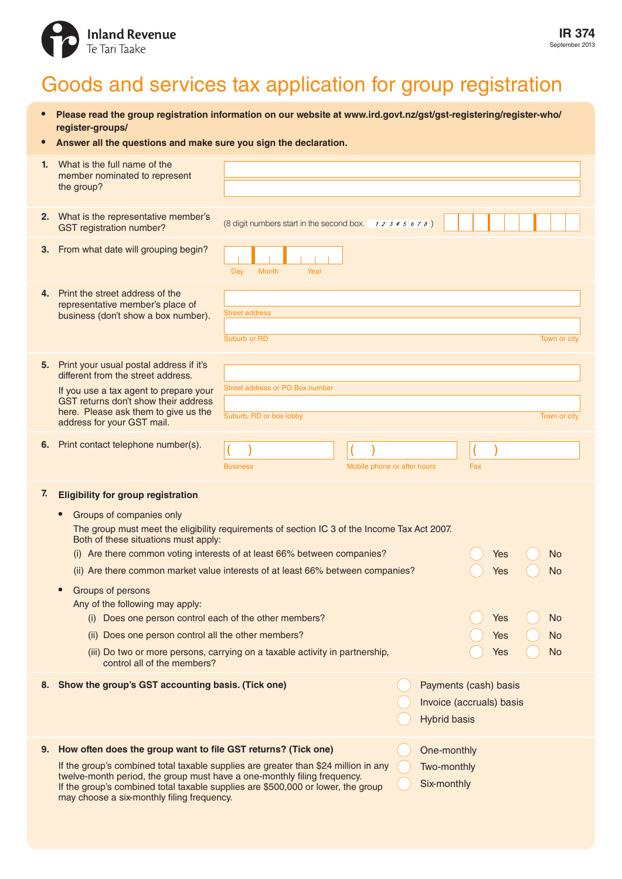Inland Revenue
Te Tari Taake

**IR 374**
September 2013

# Goods and services tax application for group registration

- **Please read the group registration information on our website at www.ird.govt.nz/gst/gst-registering/register-who/register-groups/**
- **Answer all the questions and make sure you sign the declaration.**

**1.** What is the full name of the member nominated to represent the group?

**2.** What is the representative member's GST registration number?
(8 digit numbers start in the second box. 12345678)

**3.** From what date will grouping begin?
Day Month Year

**4.** Print the street address of the representative member's place of business (don't show a box number).
Street address
Suburb or RD Town or city

**5.** Print your usual postal address if it's different from the street address.
If you use a tax agent to prepare your GST returns don't show their address here. Please ask them to give us the address for your GST mail.
Street address or PO Box number
Suburb, RD or box lobby Town or city

**6.** Print contact telephone number(s).
( ) Business
( ) Mobile phone or after hours
( ) Fax

**7. Eligibility for group registration**

- Groups of companies only
  The group must meet the eligibility requirements of section IC 3 of the Income Tax Act 2007. Both of these situations must apply:
  (i) Are there common voting interests of at least 66% between companies? Yes No
  (ii) Are there common market value interests of at least 66% between companies? Yes No
- Groups of persons
  Any of the following may apply:
  (i) Does one person control each of the other members? Yes No
  (ii) Does one person control all the other members? Yes No
  (iii) Do two or more persons, carrying on a taxable activity in partnership, control all of the members? Yes No

**8. Show the group's GST accounting basis. (Tick one)**
- Payments (cash) basis
- Invoice (accruals) basis
- Hybrid basis

**9. How often does the group want to file GST returns? (Tick one)**
If the group's combined total taxable supplies are greater than $24 million in any twelve-month period, the group must have a one-monthly filing frequency.
If the group's combined total taxable supplies are $500,000 or lower, the group may choose a six-monthly filing frequency.
- One-monthly
- Two-monthly
- Six-monthly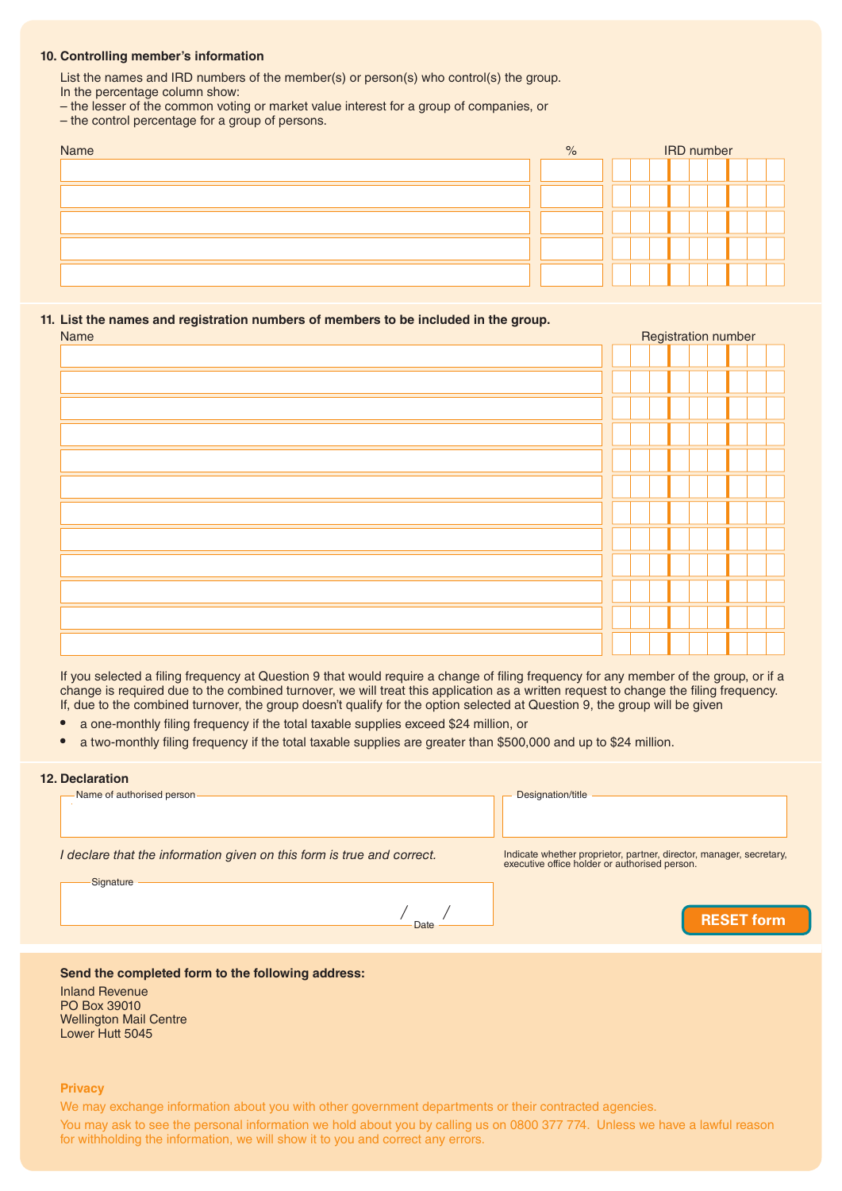**10. Controlling member's information**

List the names and IRD numbers of the member(s) or person(s) who control(s) the group.
In the percentage column show:
– the lesser of the common voting or market value interest for a group of companies, or
– the control percentage for a group of persons.

| Name | % | IRD number |
|---|---|---|
| | | |
| | | |
| | | |
| | | |
| | | |

**11. List the names and registration numbers of members to be included in the group.**

| Name | Registration number |
|---|---|
| | |
| | |
| | |
| | |
| | |
| | |
| | |
| | |
| | |
| | |
| | |
| | |

If you selected a filing frequency at Question 9 that would require a change of filing frequency for any member of the group, or if a change is required due to the combined turnover, we will treat this application as a written request to change the filing frequency. If, due to the combined turnover, the group doesn't qualify for the option selected at Question 9, the group will be given

- a one-monthly filing frequency if the total taxable supplies exceed $24 million, or
- a two-monthly filing frequency if the total taxable supplies are greater than $500,000 and up to $24 million.

**12. Declaration**

Name of authorised person

Designation/title

Indicate whether proprietor, partner, director, manager, secretary, executive office holder or authorised person.

*I declare that the information given on this form is true and correct.*

Signature

Date / /

RESET form

**Send the completed form to the following address:**

Inland Revenue
PO Box 39010
Wellington Mail Centre
Lower Hutt 5045

**Privacy**

We may exchange information about you with other government departments or their contracted agencies.

You may ask to see the personal information we hold about you by calling us on 0800 377 774. Unless we have a lawful reason for withholding the information, we will show it to you and correct any errors.